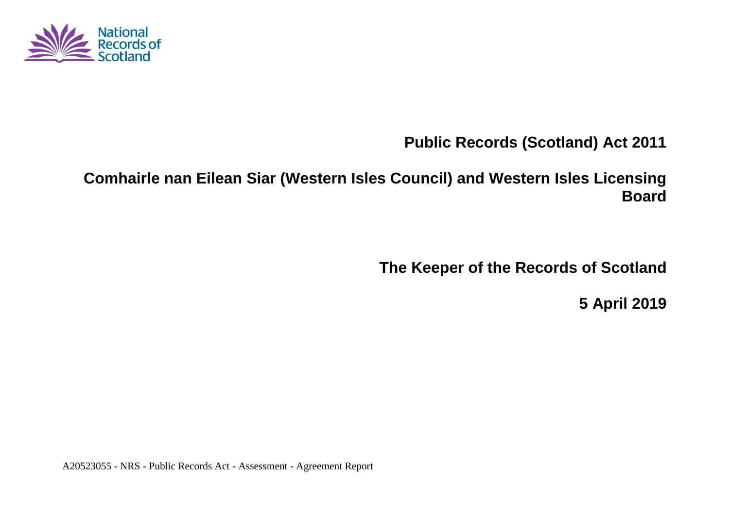National Records of Scotland

# Public Records (Scotland) Act 2011

# Comhairle nan Eilean Siar (Western Isles Council) and Western Isles Licensing Board

## The Keeper of the Records of Scotland

## 5 April 2019

A20523055 - NRS - Public Records Act - Assessment - Agreement Report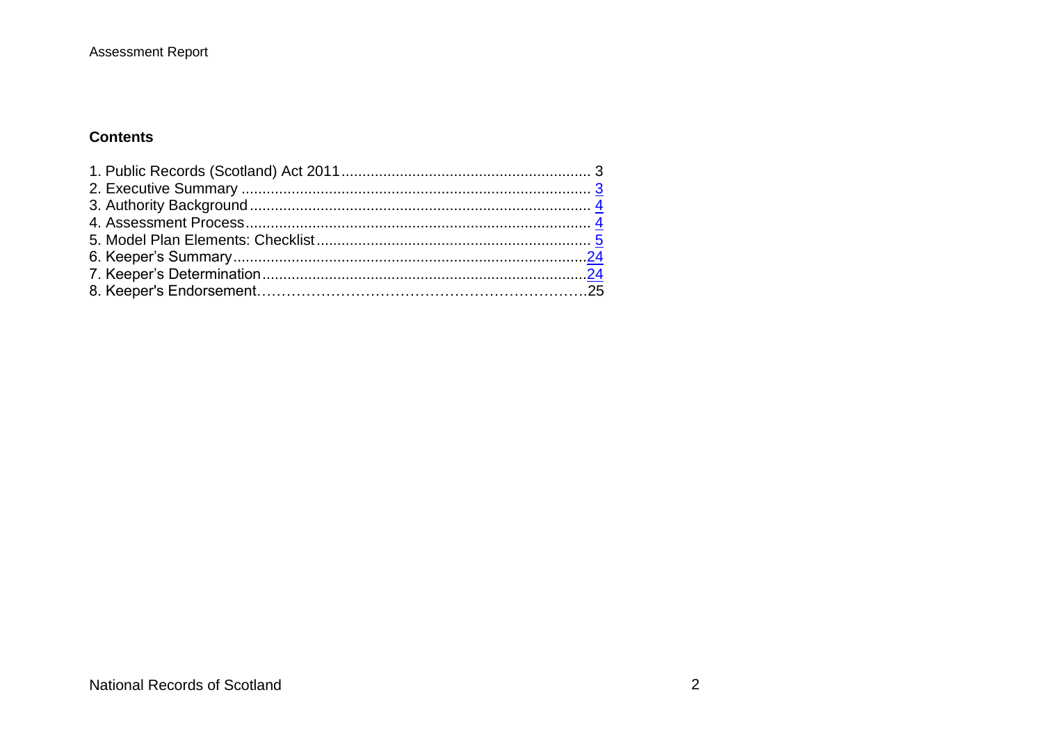## Contents

1. Public Records (Scotland) Act 2011 ........................................................... 3
2. Executive Summary ................................................................................... 3
3. Authority Background ................................................................................ 4
4. Assessment Process ................................................................................. 4
5. Model Plan Elements: Checklist ................................................................. 5
6. Keeper's Summary ....................................................................................24
7. Keeper's Determination ............................................................................24
8. Keeper's Endorsement…………………………………………………………25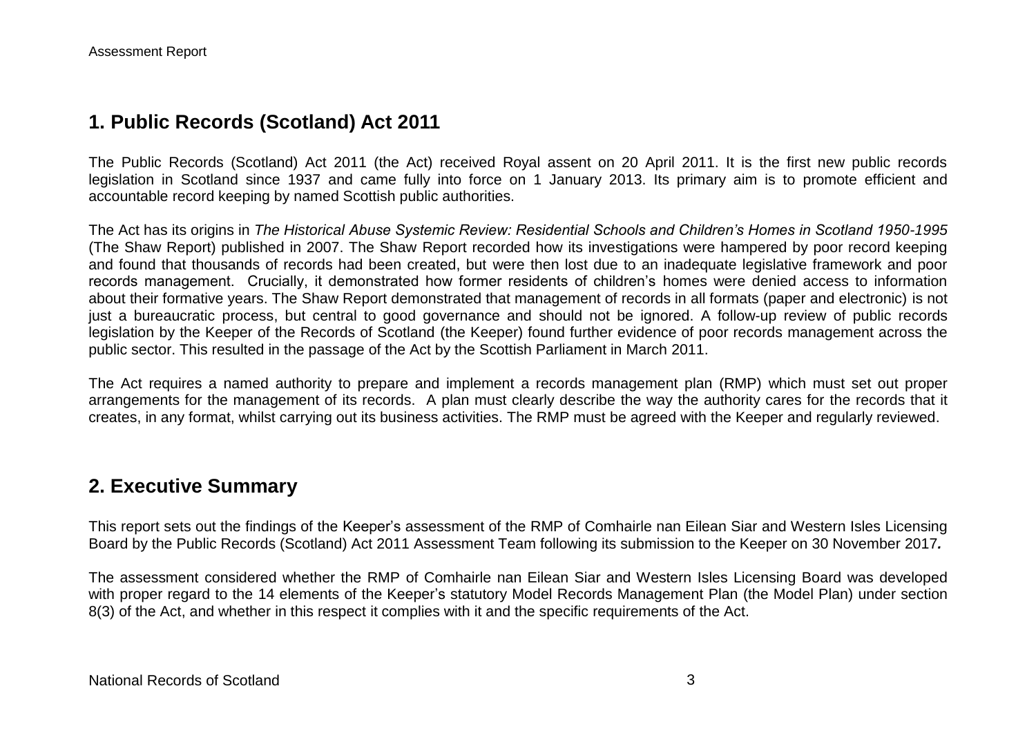## 1. Public Records (Scotland) Act 2011

The Public Records (Scotland) Act 2011 (the Act) received Royal assent on 20 April 2011. It is the first new public records legislation in Scotland since 1937 and came fully into force on 1 January 2013. Its primary aim is to promote efficient and accountable record keeping by named Scottish public authorities.

The Act has its origins in *The Historical Abuse Systemic Review: Residential Schools and Children's Homes in Scotland 1950-1995* (The Shaw Report) published in 2007. The Shaw Report recorded how its investigations were hampered by poor record keeping and found that thousands of records had been created, but were then lost due to an inadequate legislative framework and poor records management. Crucially, it demonstrated how former residents of children's homes were denied access to information about their formative years. The Shaw Report demonstrated that management of records in all formats (paper and electronic) is not just a bureaucratic process, but central to good governance and should not be ignored. A follow-up review of public records legislation by the Keeper of the Records of Scotland (the Keeper) found further evidence of poor records management across the public sector. This resulted in the passage of the Act by the Scottish Parliament in March 2011.

The Act requires a named authority to prepare and implement a records management plan (RMP) which must set out proper arrangements for the management of its records. A plan must clearly describe the way the authority cares for the records that it creates, in any format, whilst carrying out its business activities. The RMP must be agreed with the Keeper and regularly reviewed.

## 2. Executive Summary

This report sets out the findings of the Keeper's assessment of the RMP of Comhairle nan Eilean Siar and Western Isles Licensing Board by the Public Records (Scotland) Act 2011 Assessment Team following its submission to the Keeper on 30 November 2017***.***

The assessment considered whether the RMP of Comhairle nan Eilean Siar and Western Isles Licensing Board was developed with proper regard to the 14 elements of the Keeper's statutory Model Records Management Plan (the Model Plan) under section 8(3) of the Act, and whether in this respect it complies with it and the specific requirements of the Act.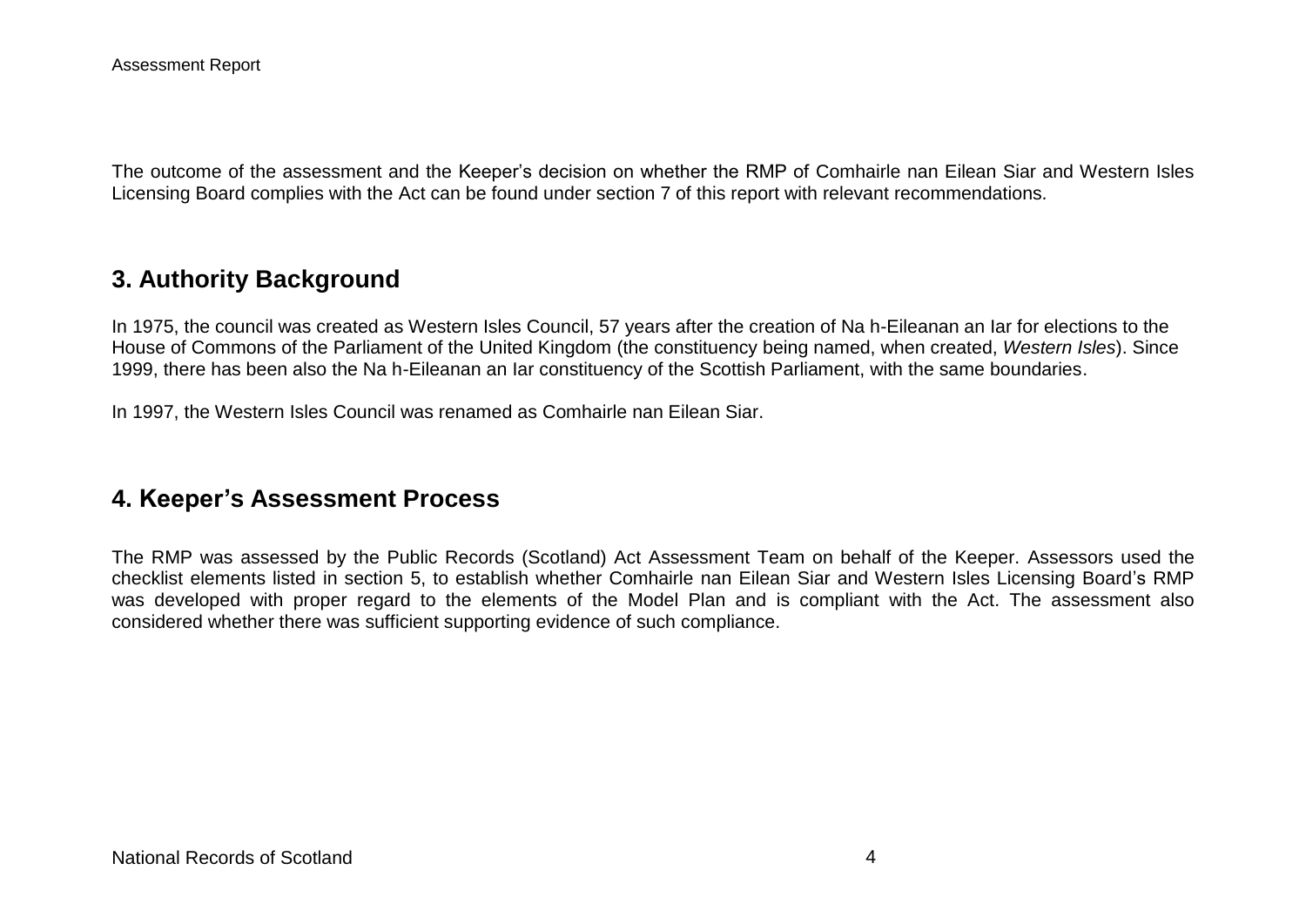The outcome of the assessment and the Keeper's decision on whether the RMP of Comhairle nan Eilean Siar and Western Isles Licensing Board complies with the Act can be found under section 7 of this report with relevant recommendations.

## 3. Authority Background

In 1975, the council was created as Western Isles Council, 57 years after the creation of Na h-Eileanan an Iar for elections to the House of Commons of the Parliament of the United Kingdom (the constituency being named, when created, *Western Isles*). Since 1999, there has been also the Na h-Eileanan an Iar constituency of the Scottish Parliament, with the same boundaries.

In 1997, the Western Isles Council was renamed as Comhairle nan Eilean Siar.

## 4. Keeper's Assessment Process

The RMP was assessed by the Public Records (Scotland) Act Assessment Team on behalf of the Keeper. Assessors used the checklist elements listed in section 5, to establish whether Comhairle nan Eilean Siar and Western Isles Licensing Board's RMP was developed with proper regard to the elements of the Model Plan and is compliant with the Act. The assessment also considered whether there was sufficient supporting evidence of such compliance.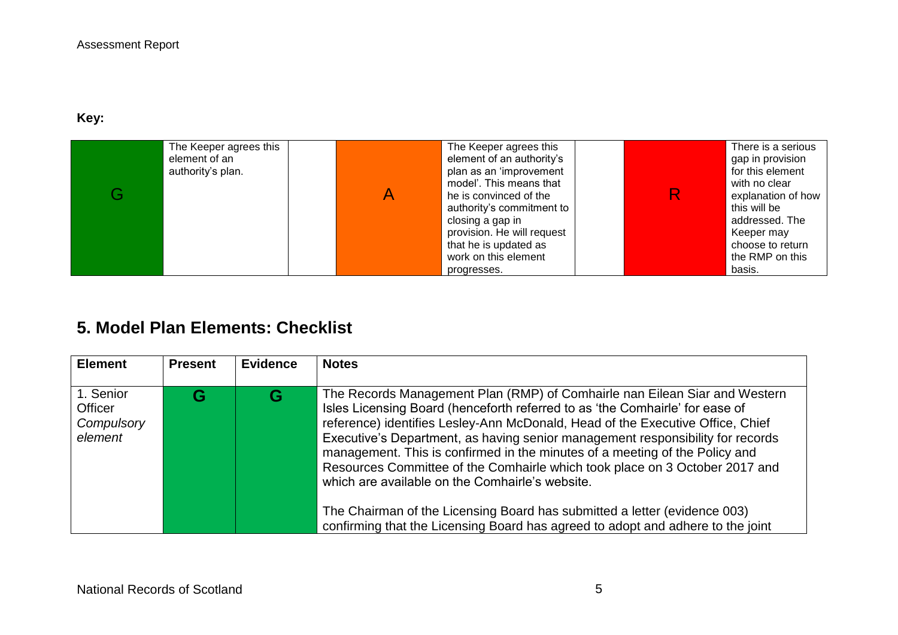**Key:**

| | | | | | | |
|---|---|---|---|---|---|---|
| G | The Keeper agrees this element of an authority's plan. | | A | The Keeper agrees this element of an authority's plan as an 'improvement model'. This means that he is convinced of the authority's commitment to closing a gap in provision. He will request that he is updated as work on this element progresses. | | R | There is a serious gap in provision for this element with no clear explanation of how this will be addressed. The Keeper may choose to return the RMP on this basis. |

## 5. Model Plan Elements: Checklist

| Element | Present | Evidence | Notes |
|---|---|---|---|
| 1. Senior Officer *Compulsory element* | **G** | **G** | The Records Management Plan (RMP) of Comhairle nan Eilean Siar and Western Isles Licensing Board (henceforth referred to as 'the Comhairle' for ease of reference) identifies Lesley-Ann McDonald, Head of the Executive Office, Chief Executive's Department, as having senior management responsibility for records management. This is confirmed in the minutes of a meeting of the Policy and Resources Committee of the Comhairle which took place on 3 October 2017 and which are available on the Comhairle's website.<br><br>The Chairman of the Licensing Board has submitted a letter (evidence 003) confirming that the Licensing Board has agreed to adopt and adhere to the joint |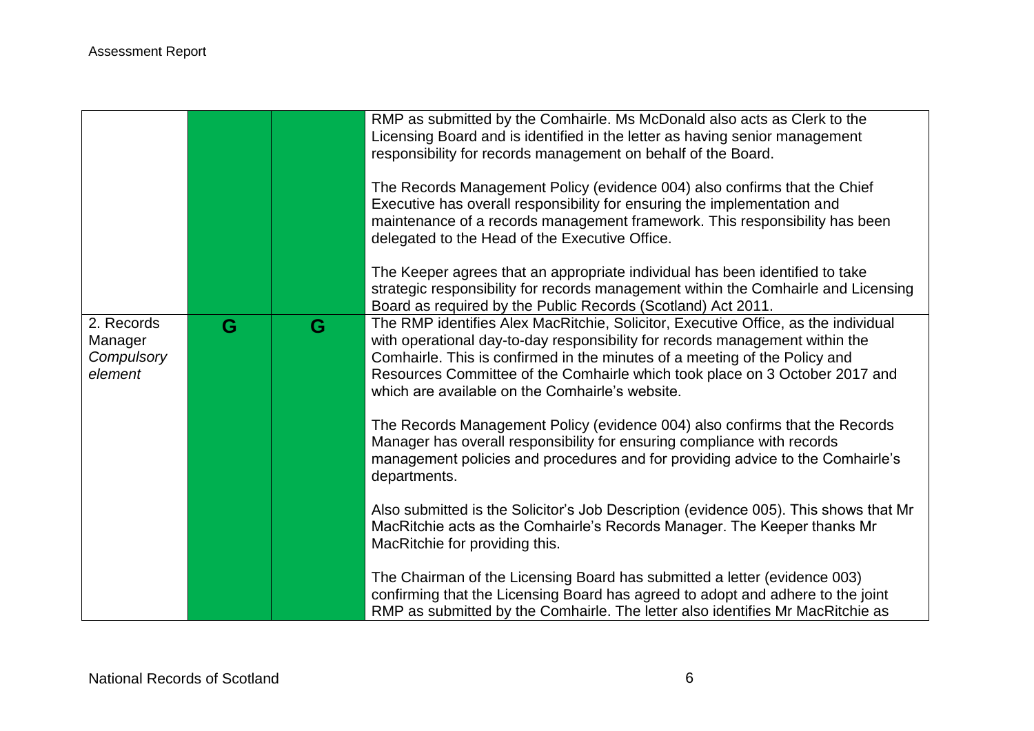| | | | |
|---|---|---|---|
| | | | RMP as submitted by the Comhairle. Ms McDonald also acts as Clerk to the Licensing Board and is identified in the letter as having senior management responsibility for records management on behalf of the Board.<br><br>The Records Management Policy (evidence 004) also confirms that the Chief Executive has overall responsibility for ensuring the implementation and maintenance of a records management framework. This responsibility has been delegated to the Head of the Executive Office.<br><br>The Keeper agrees that an appropriate individual has been identified to take strategic responsibility for records management within the Comhairle and Licensing Board as required by the Public Records (Scotland) Act 2011. |
| 2. Records Manager *Compulsory element* | G | G | The RMP identifies Alex MacRitchie, Solicitor, Executive Office, as the individual with operational day-to-day responsibility for records management within the Comhairle. This is confirmed in the minutes of a meeting of the Policy and Resources Committee of the Comhairle which took place on 3 October 2017 and which are available on the Comhairle's website.<br><br>The Records Management Policy (evidence 004) also confirms that the Records Manager has overall responsibility for ensuring compliance with records management policies and procedures and for providing advice to the Comhairle's departments.<br><br>Also submitted is the Solicitor's Job Description (evidence 005). This shows that Mr MacRitchie acts as the Comhairle's Records Manager. The Keeper thanks Mr MacRitchie for providing this.<br><br>The Chairman of the Licensing Board has submitted a letter (evidence 003) confirming that the Licensing Board has agreed to adopt and adhere to the joint RMP as submitted by the Comhairle. The letter also identifies Mr MacRitchie as |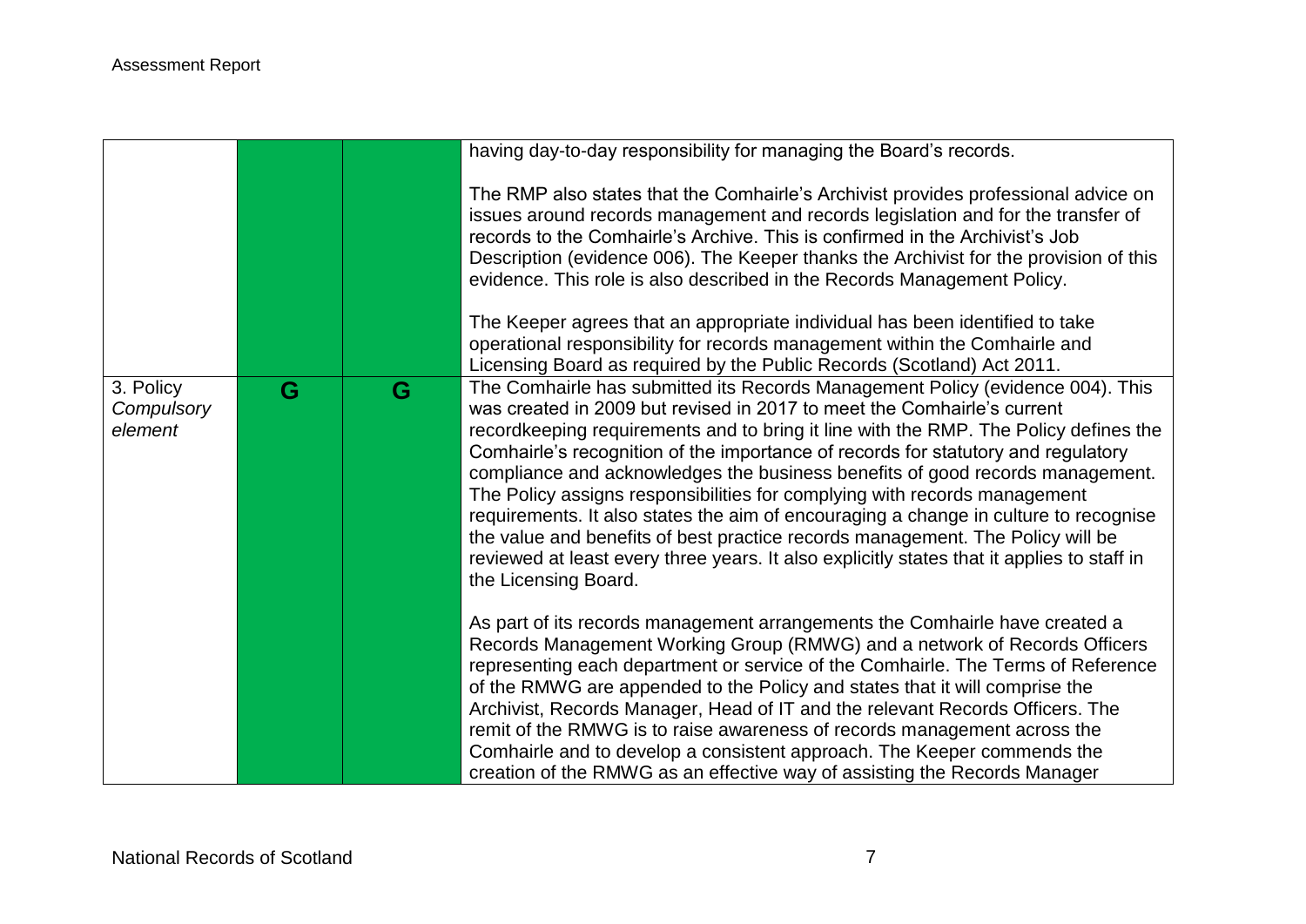| | | | |
|---|---|---|---|
| | | | having day-to-day responsibility for managing the Board's records.<br><br>The RMP also states that the Comhairle's Archivist provides professional advice on issues around records management and records legislation and for the transfer of records to the Comhairle's Archive. This is confirmed in the Archivist's Job Description (evidence 006). The Keeper thanks the Archivist for the provision of this evidence. This role is also described in the Records Management Policy.<br><br>The Keeper agrees that an appropriate individual has been identified to take operational responsibility for records management within the Comhairle and Licensing Board as required by the Public Records (Scotland) Act 2011. |
| 3. Policy *Compulsory element* | G | G | The Comhairle has submitted its Records Management Policy (evidence 004). This was created in 2009 but revised in 2017 to meet the Comhairle's current recordkeeping requirements and to bring it line with the RMP. The Policy defines the Comhairle's recognition of the importance of records for statutory and regulatory compliance and acknowledges the business benefits of good records management. The Policy assigns responsibilities for complying with records management requirements. It also states the aim of encouraging a change in culture to recognise the value and benefits of best practice records management. The Policy will be reviewed at least every three years. It also explicitly states that it applies to staff in the Licensing Board.<br><br>As part of its records management arrangements the Comhairle have created a Records Management Working Group (RMWG) and a network of Records Officers representing each department or service of the Comhairle. The Terms of Reference of the RMWG are appended to the Policy and states that it will comprise the Archivist, Records Manager, Head of IT and the relevant Records Officers. The remit of the RMWG is to raise awareness of records management across the Comhairle and to develop a consistent approach. The Keeper commends the creation of the RMWG as an effective way of assisting the Records Manager |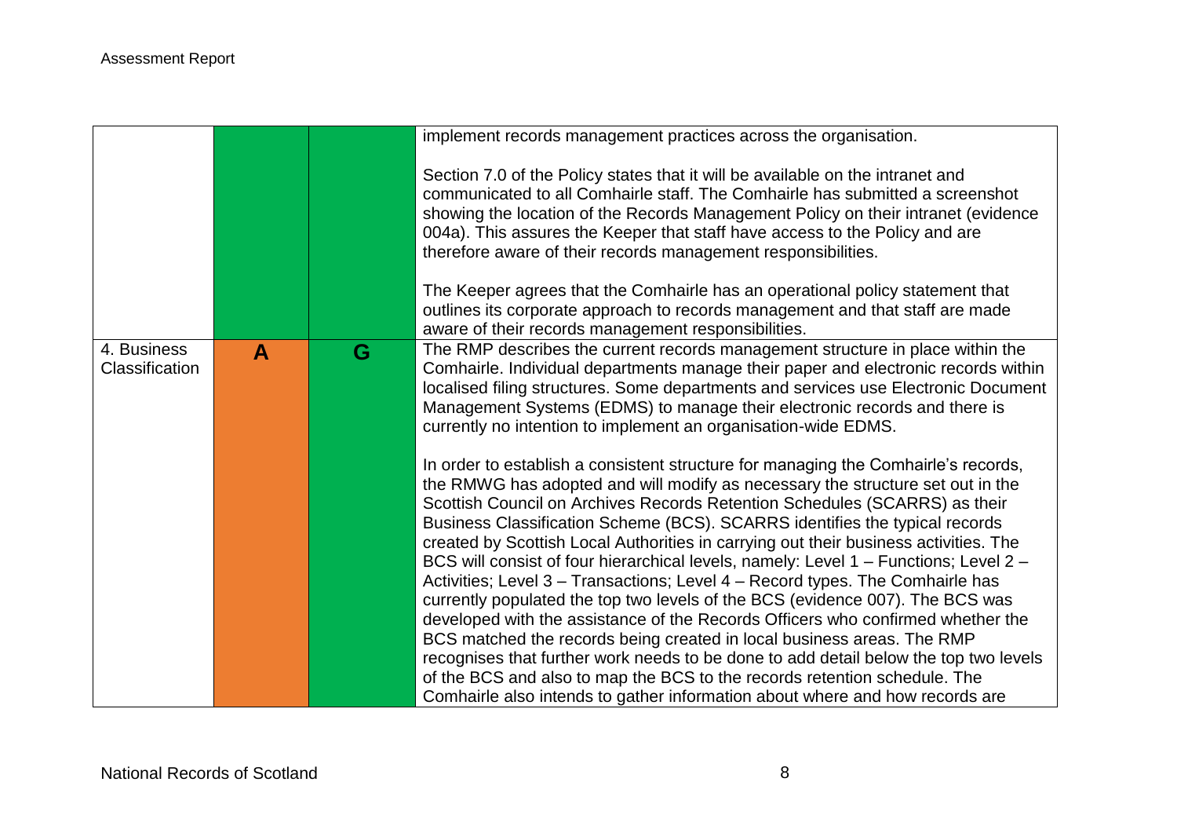| | | | |
|---|---|---|---|
| | | | implement records management practices across the organisation.<br><br>Section 7.0 of the Policy states that it will be available on the intranet and communicated to all Comhairle staff. The Comhairle has submitted a screenshot showing the location of the Records Management Policy on their intranet (evidence 004a). This assures the Keeper that staff have access to the Policy and are therefore aware of their records management responsibilities.<br><br>The Keeper agrees that the Comhairle has an operational policy statement that outlines its corporate approach to records management and that staff are made aware of their records management responsibilities. |
| 4. Business Classification | **A** | **G** | The RMP describes the current records management structure in place within the Comhairle. Individual departments manage their paper and electronic records within localised filing structures. Some departments and services use Electronic Document Management Systems (EDMS) to manage their electronic records and there is currently no intention to implement an organisation-wide EDMS.<br><br>In order to establish a consistent structure for managing the Comhairle's records, the RMWG has adopted and will modify as necessary the structure set out in the Scottish Council on Archives Records Retention Schedules (SCARRS) as their Business Classification Scheme (BCS). SCARRS identifies the typical records created by Scottish Local Authorities in carrying out their business activities. The BCS will consist of four hierarchical levels, namely: Level 1 – Functions; Level 2 – Activities; Level 3 – Transactions; Level 4 – Record types. The Comhairle has currently populated the top two levels of the BCS (evidence 007). The BCS was developed with the assistance of the Records Officers who confirmed whether the BCS matched the records being created in local business areas. The RMP recognises that further work needs to be done to add detail below the top two levels of the BCS and also to map the BCS to the records retention schedule. The Comhairle also intends to gather information about where and how records are |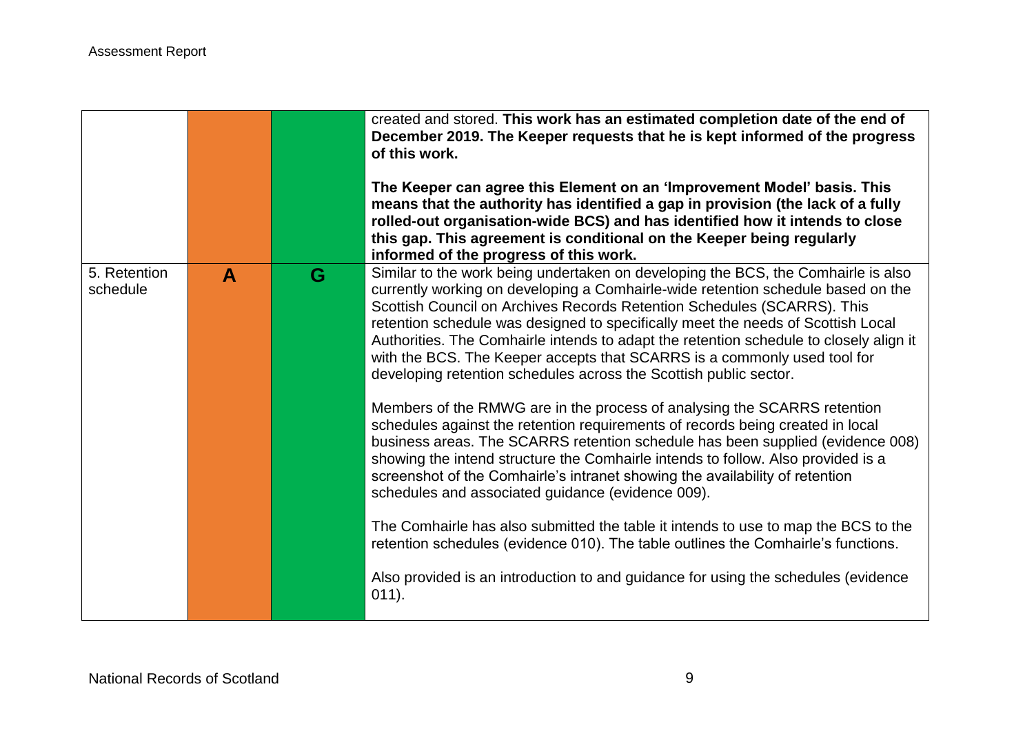| | | | |
|---|---|---|---|
| | | | created and stored. **This work has an estimated completion date of the end of December 2019. The Keeper requests that he is kept informed of the progress of this work.**<br><br>**The Keeper can agree this Element on an 'Improvement Model' basis. This means that the authority has identified a gap in provision (the lack of a fully rolled-out organisation-wide BCS) and has identified how it intends to close this gap. This agreement is conditional on the Keeper being regularly informed of the progress of this work.** |
| 5. Retention schedule | **A** | **G** | Similar to the work being undertaken on developing the BCS, the Comhairle is also currently working on developing a Comhairle-wide retention schedule based on the Scottish Council on Archives Records Retention Schedules (SCARRS). This retention schedule was designed to specifically meet the needs of Scottish Local Authorities. The Comhairle intends to adapt the retention schedule to closely align it with the BCS. The Keeper accepts that SCARRS is a commonly used tool for developing retention schedules across the Scottish public sector.<br><br>Members of the RMWG are in the process of analysing the SCARRS retention schedules against the retention requirements of records being created in local business areas. The SCARRS retention schedule has been supplied (evidence 008) showing the intend structure the Comhairle intends to follow. Also provided is a screenshot of the Comhairle's intranet showing the availability of retention schedules and associated guidance (evidence 009).<br><br>The Comhairle has also submitted the table it intends to use to map the BCS to the retention schedules (evidence 010). The table outlines the Comhairle's functions.<br><br>Also provided is an introduction to and guidance for using the schedules (evidence 011). |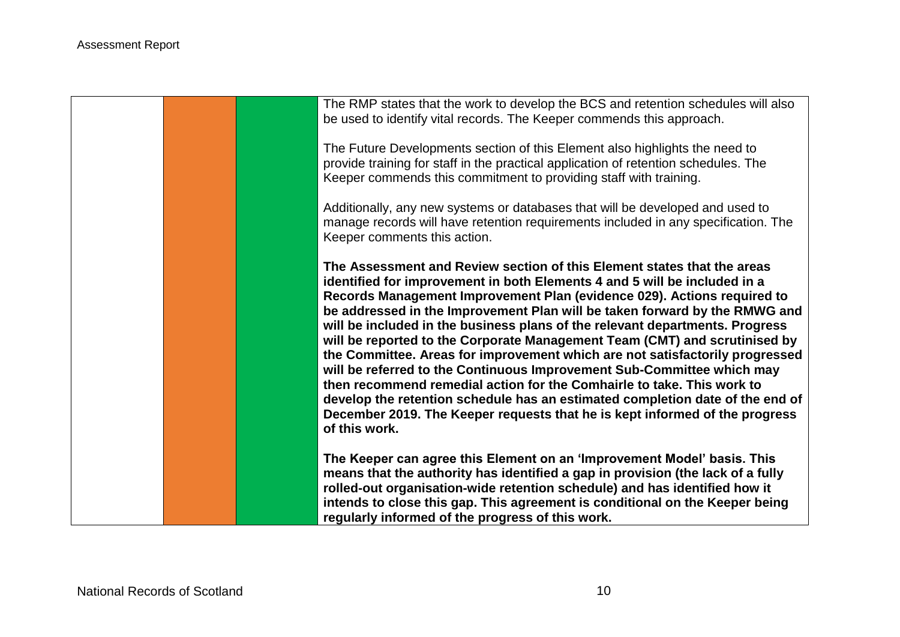| | | | |
|---|---|---|---|
| | | | The RMP states that the work to develop the BCS and retention schedules will also be used to identify vital records. The Keeper commends this approach.<br><br>The Future Developments section of this Element also highlights the need to provide training for staff in the practical application of retention schedules. The Keeper commends this commitment to providing staff with training.<br><br>Additionally, any new systems or databases that will be developed and used to manage records will have retention requirements included in any specification. The Keeper comments this action.<br><br>**The Assessment and Review section of this Element states that the areas identified for improvement in both Elements 4 and 5 will be included in a Records Management Improvement Plan (evidence 029). Actions required to be addressed in the Improvement Plan will be taken forward by the RMWG and will be included in the business plans of the relevant departments. Progress will be reported to the Corporate Management Team (CMT) and scrutinised by the Committee. Areas for improvement which are not satisfactorily progressed will be referred to the Continuous Improvement Sub-Committee which may then recommend remedial action for the Comhairle to take. This work to develop the retention schedule has an estimated completion date of the end of December 2019. The Keeper requests that he is kept informed of the progress of this work.**<br><br>**The Keeper can agree this Element on an 'Improvement Model' basis. This means that the authority has identified a gap in provision (the lack of a fully rolled-out organisation-wide retention schedule) and has identified how it intends to close this gap. This agreement is conditional on the Keeper being regularly informed of the progress of this work.** |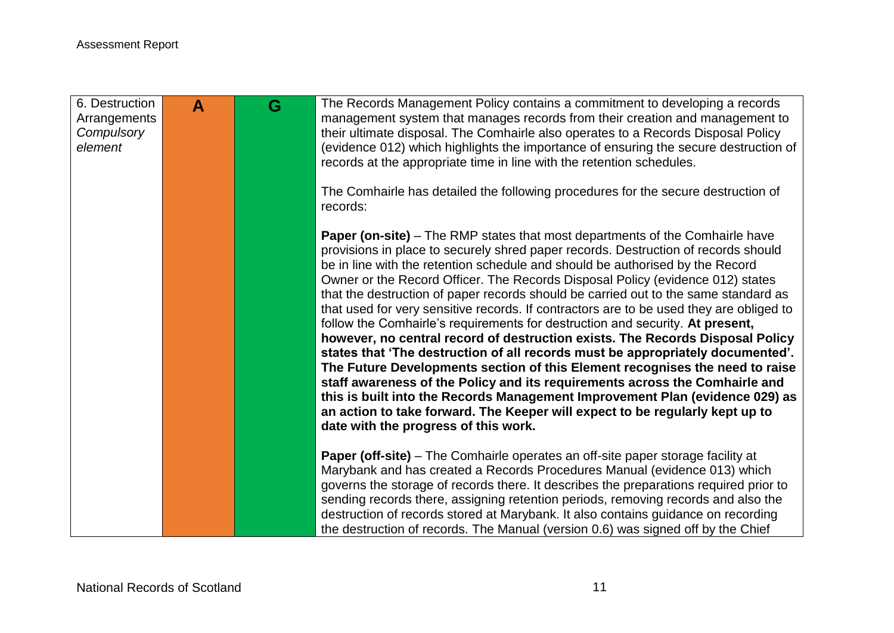| | | | |
|---|---|---|---|
| 6. Destruction Arrangements *Compulsory element* | **A** | **G** | The Records Management Policy contains a commitment to developing a records management system that manages records from their creation and management to their ultimate disposal. The Comhairle also operates to a Records Disposal Policy (evidence 012) which highlights the importance of ensuring the secure destruction of records at the appropriate time in line with the retention schedules.<br><br>The Comhairle has detailed the following procedures for the secure destruction of records:<br><br>**Paper (on-site)** – The RMP states that most departments of the Comhairle have provisions in place to securely shred paper records. Destruction of records should be in line with the retention schedule and should be authorised by the Record Owner or the Record Officer. The Records Disposal Policy (evidence 012) states that the destruction of paper records should be carried out to the same standard as that used for very sensitive records. If contractors are to be used they are obliged to follow the Comhairle's requirements for destruction and security. **At present, however, no central record of destruction exists. The Records Disposal Policy states that 'The destruction of all records must be appropriately documented'. The Future Developments section of this Element recognises the need to raise staff awareness of the Policy and its requirements across the Comhairle and this is built into the Records Management Improvement Plan (evidence 029) as an action to take forward. The Keeper will expect to be regularly kept up to date with the progress of this work.**<br><br>**Paper (off-site)** – The Comhairle operates an off-site paper storage facility at Marybank and has created a Records Procedures Manual (evidence 013) which governs the storage of records there. It describes the preparations required prior to sending records there, assigning retention periods, removing records and also the destruction of records stored at Marybank. It also contains guidance on recording the destruction of records. The Manual (version 0.6) was signed off by the Chief |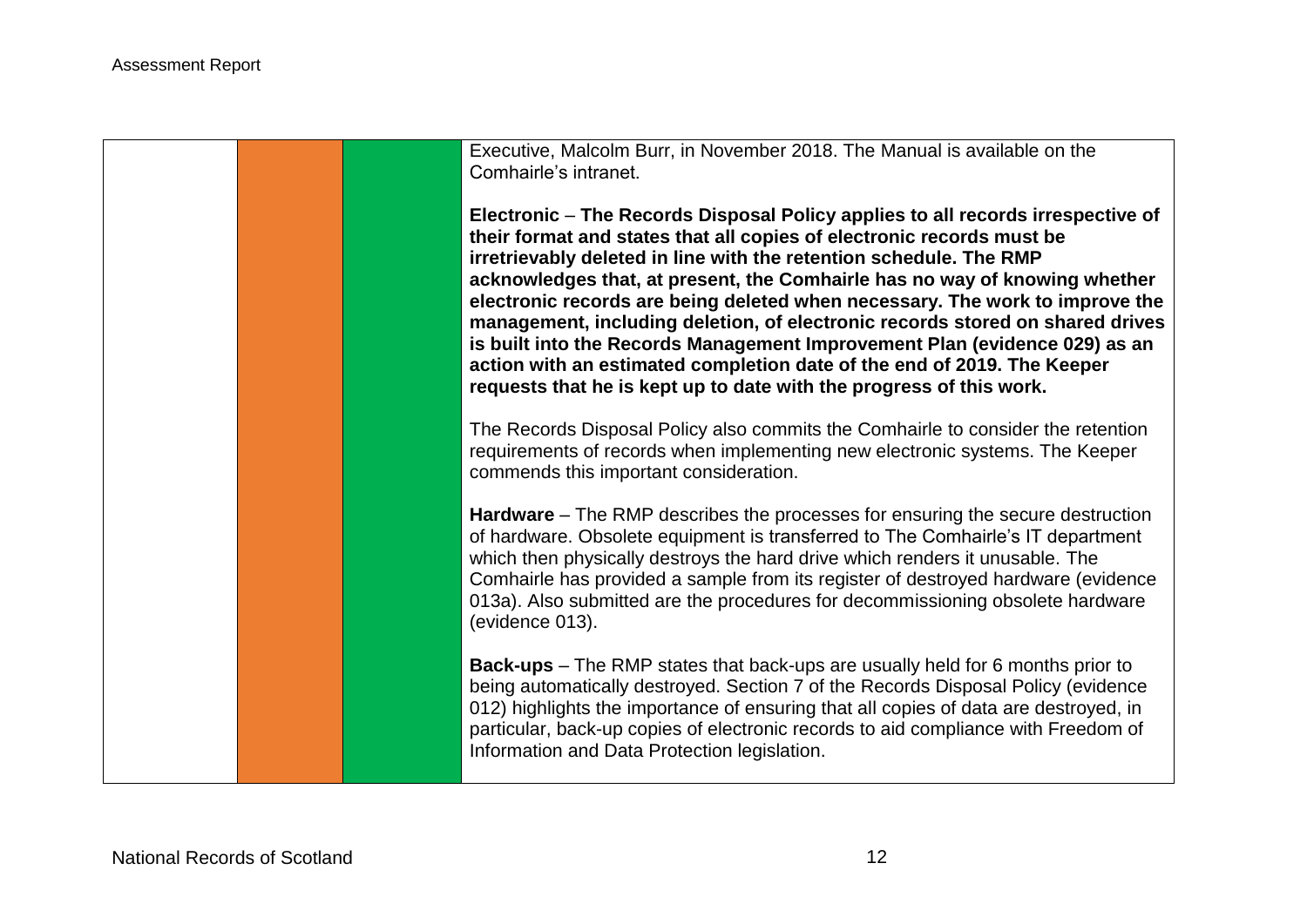| | | | |
|---|---|---|---|
| | | | Executive, Malcolm Burr, in November 2018. The Manual is available on the Comhairle's intranet.<br><br>**Electronic – The Records Disposal Policy applies to all records irrespective of their format and states that all copies of electronic records must be irretrievably deleted in line with the retention schedule. The RMP acknowledges that, at present, the Comhairle has no way of knowing whether electronic records are being deleted when necessary. The work to improve the management, including deletion, of electronic records stored on shared drives is built into the Records Management Improvement Plan (evidence 029) as an action with an estimated completion date of the end of 2019. The Keeper requests that he is kept up to date with the progress of this work.**<br><br>The Records Disposal Policy also commits the Comhairle to consider the retention requirements of records when implementing new electronic systems. The Keeper commends this important consideration.<br><br>**Hardware** – The RMP describes the processes for ensuring the secure destruction of hardware. Obsolete equipment is transferred to The Comhairle's IT department which then physically destroys the hard drive which renders it unusable. The Comhairle has provided a sample from its register of destroyed hardware (evidence 013a). Also submitted are the procedures for decommissioning obsolete hardware (evidence 013).<br><br>**Back-ups** – The RMP states that back-ups are usually held for 6 months prior to being automatically destroyed. Section 7 of the Records Disposal Policy (evidence 012) highlights the importance of ensuring that all copies of data are destroyed, in particular, back-up copies of electronic records to aid compliance with Freedom of Information and Data Protection legislation. |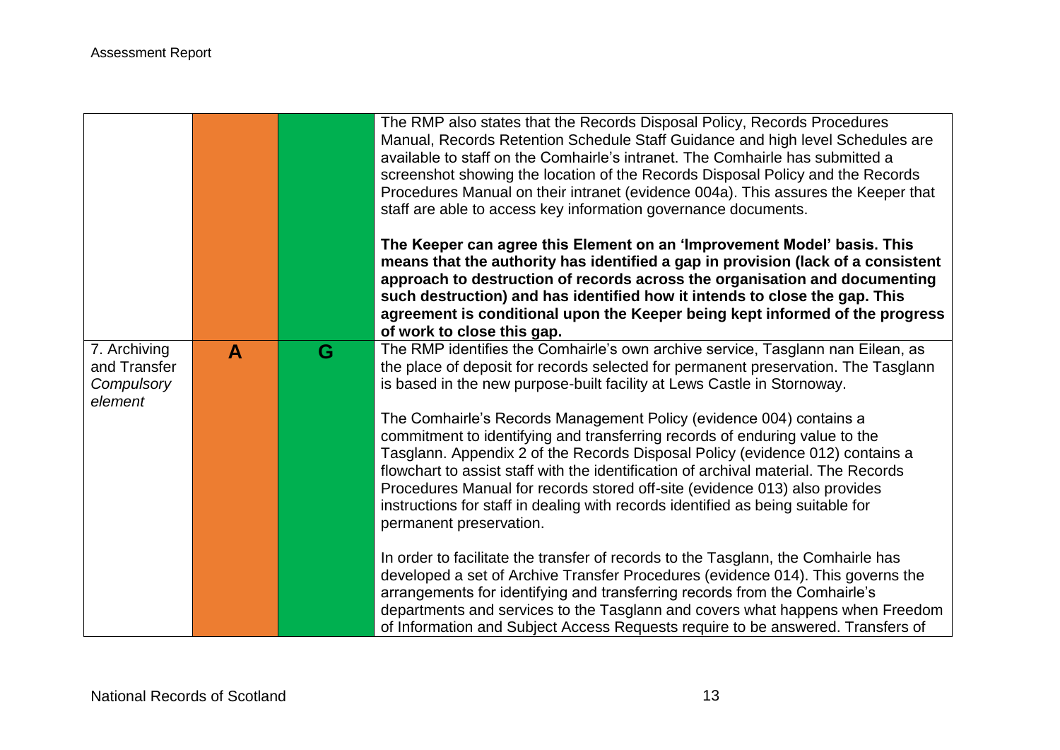| | | | |
|---|---|---|---|
| | | | The RMP also states that the Records Disposal Policy, Records Procedures Manual, Records Retention Schedule Staff Guidance and high level Schedules are available to staff on the Comhairle's intranet. The Comhairle has submitted a screenshot showing the location of the Records Disposal Policy and the Records Procedures Manual on their intranet (evidence 004a). This assures the Keeper that staff are able to access key information governance documents.<br><br>**The Keeper can agree this Element on an 'Improvement Model' basis. This means that the authority has identified a gap in provision (lack of a consistent approach to destruction of records across the organisation and documenting such destruction) and has identified how it intends to close the gap. This agreement is conditional upon the Keeper being kept informed of the progress of work to close this gap.** |
| 7. Archiving and Transfer *Compulsory element* | **A** | **G** | The RMP identifies the Comhairle's own archive service, Tasglann nan Eilean, as the place of deposit for records selected for permanent preservation. The Tasglann is based in the new purpose-built facility at Lews Castle in Stornoway.<br><br>The Comhairle's Records Management Policy (evidence 004) contains a commitment to identifying and transferring records of enduring value to the Tasglann. Appendix 2 of the Records Disposal Policy (evidence 012) contains a flowchart to assist staff with the identification of archival material. The Records Procedures Manual for records stored off-site (evidence 013) also provides instructions for staff in dealing with records identified as being suitable for permanent preservation.<br><br>In order to facilitate the transfer of records to the Tasglann, the Comhairle has developed a set of Archive Transfer Procedures (evidence 014). This governs the arrangements for identifying and transferring records from the Comhairle's departments and services to the Tasglann and covers what happens when Freedom of Information and Subject Access Requests require to be answered. Transfers of |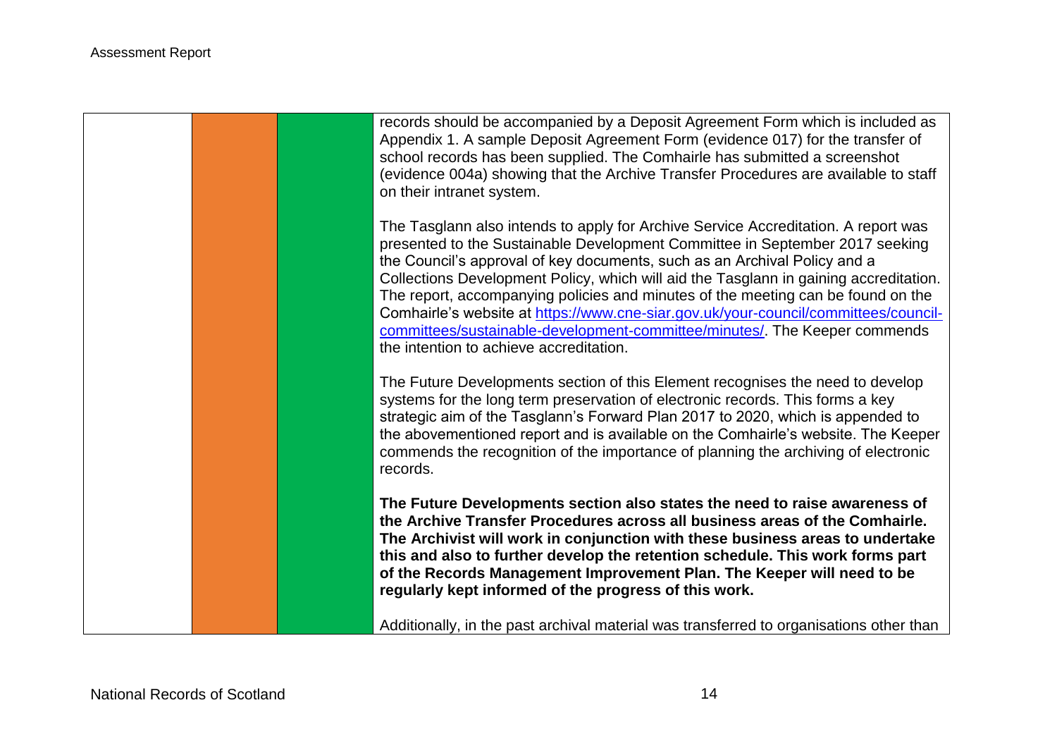| | | | |
|---|---|---|---|
| | | | records should be accompanied by a Deposit Agreement Form which is included as Appendix 1. A sample Deposit Agreement Form (evidence 017) for the transfer of school records has been supplied. The Comhairle has submitted a screenshot (evidence 004a) showing that the Archive Transfer Procedures are available to staff on their intranet system.<br><br>The Tasglann also intends to apply for Archive Service Accreditation. A report was presented to the Sustainable Development Committee in September 2017 seeking the Council's approval of key documents, such as an Archival Policy and a Collections Development Policy, which will aid the Tasglann in gaining accreditation. The report, accompanying policies and minutes of the meeting can be found on the Comhairle's website at [https://www.cne-siar.gov.uk/your-council/committees/council-committees/sustainable-development-committee/minutes/](https://www.cne-siar.gov.uk/your-council/committees/council-committees/sustainable-development-committee/minutes/). The Keeper commends the intention to achieve accreditation.<br><br>The Future Developments section of this Element recognises the need to develop systems for the long term preservation of electronic records. This forms a key strategic aim of the Tasglann's Forward Plan 2017 to 2020, which is appended to the abovementioned report and is available on the Comhairle's website. The Keeper commends the recognition of the importance of planning the archiving of electronic records.<br><br>**The Future Developments section also states the need to raise awareness of the Archive Transfer Procedures across all business areas of the Comhairle. The Archivist will work in conjunction with these business areas to undertake this and also to further develop the retention schedule. This work forms part of the Records Management Improvement Plan. The Keeper will need to be regularly kept informed of the progress of this work.**<br><br>Additionally, in the past archival material was transferred to organisations other than |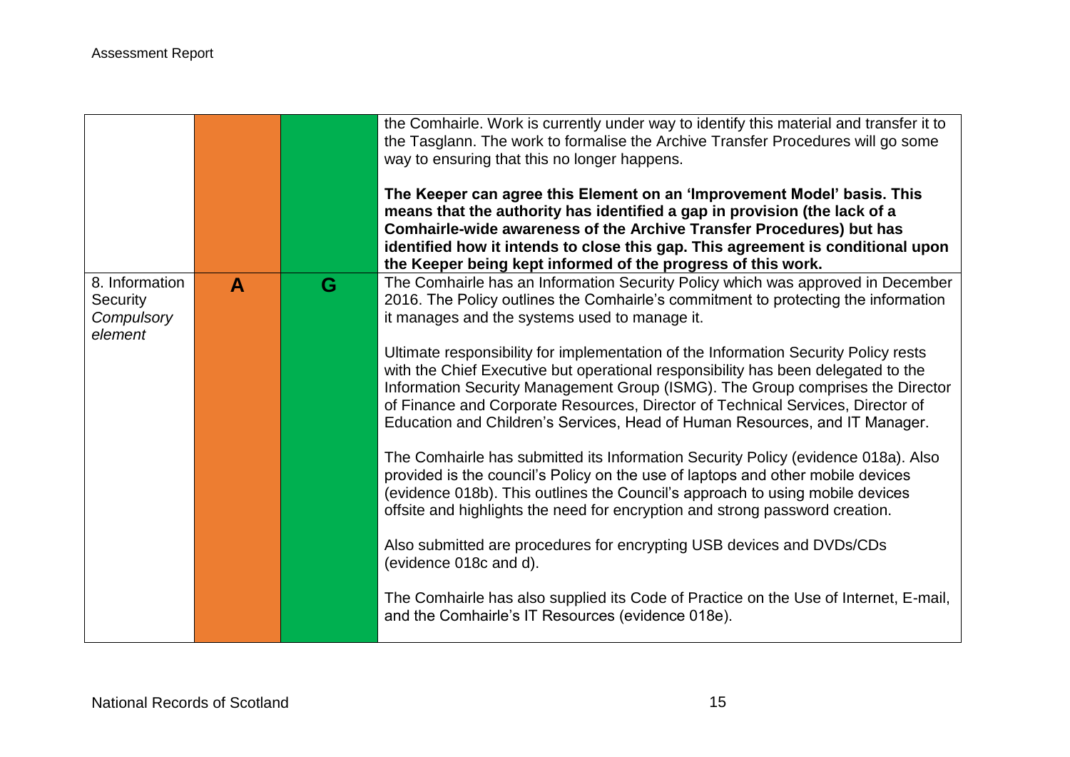| | | | |
|---|---|---|---|
| | | | the Comhairle. Work is currently under way to identify this material and transfer it to the Tasglann. The work to formalise the Archive Transfer Procedures will go some way to ensuring that this no longer happens.<br><br>**The Keeper can agree this Element on an 'Improvement Model' basis. This means that the authority has identified a gap in provision (the lack of a Comhairle-wide awareness of the Archive Transfer Procedures) but has identified how it intends to close this gap. This agreement is conditional upon the Keeper being kept informed of the progress of this work.** |
| 8. Information Security *Compulsory element* | **A** | **G** | The Comhairle has an Information Security Policy which was approved in December 2016. The Policy outlines the Comhairle's commitment to protecting the information it manages and the systems used to manage it.<br><br>Ultimate responsibility for implementation of the Information Security Policy rests with the Chief Executive but operational responsibility has been delegated to the Information Security Management Group (ISMG). The Group comprises the Director of Finance and Corporate Resources, Director of Technical Services, Director of Education and Children's Services, Head of Human Resources, and IT Manager.<br><br>The Comhairle has submitted its Information Security Policy (evidence 018a). Also provided is the council's Policy on the use of laptops and other mobile devices (evidence 018b). This outlines the Council's approach to using mobile devices offsite and highlights the need for encryption and strong password creation.<br><br>Also submitted are procedures for encrypting USB devices and DVDs/CDs (evidence 018c and d).<br><br>The Comhairle has also supplied its Code of Practice on the Use of Internet, E-mail, and the Comhairle's IT Resources (evidence 018e). |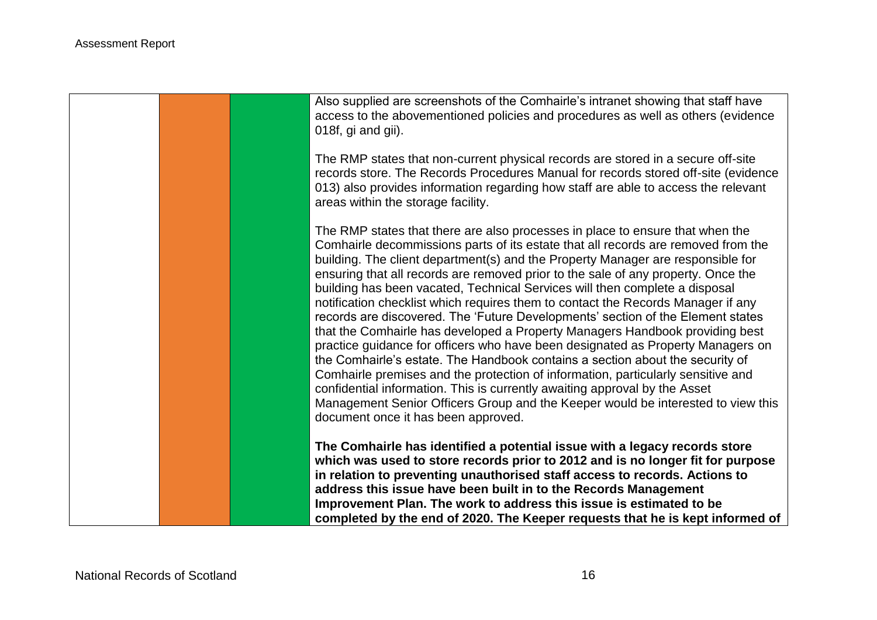|  |  |  | Also supplied are screenshots of the Comhairle's intranet showing that staff have access to the abovementioned policies and procedures as well as others (evidence 018f, gi and gii).<br><br>The RMP states that non-current physical records are stored in a secure off-site records store. The Records Procedures Manual for records stored off-site (evidence 013) also provides information regarding how staff are able to access the relevant areas within the storage facility.<br><br>The RMP states that there are also processes in place to ensure that when the Comhairle decommissions parts of its estate that all records are removed from the building. The client department(s) and the Property Manager are responsible for ensuring that all records are removed prior to the sale of any property. Once the building has been vacated, Technical Services will then complete a disposal notification checklist which requires them to contact the Records Manager if any records are discovered. The 'Future Developments' section of the Element states that the Comhairle has developed a Property Managers Handbook providing best practice guidance for officers who have been designated as Property Managers on the Comhairle's estate. The Handbook contains a section about the security of Comhairle premises and the protection of information, particularly sensitive and confidential information. This is currently awaiting approval by the Asset Management Senior Officers Group and the Keeper would be interested to view this document once it has been approved.<br><br>**The Comhairle has identified a potential issue with a legacy records store which was used to store records prior to 2012 and is no longer fit for purpose in relation to preventing unauthorised staff access to records. Actions to address this issue have been built in to the Records Management Improvement Plan. The work to address this issue is estimated to be completed by the end of 2020. The Keeper requests that he is kept informed of** |
|---|---|---|---|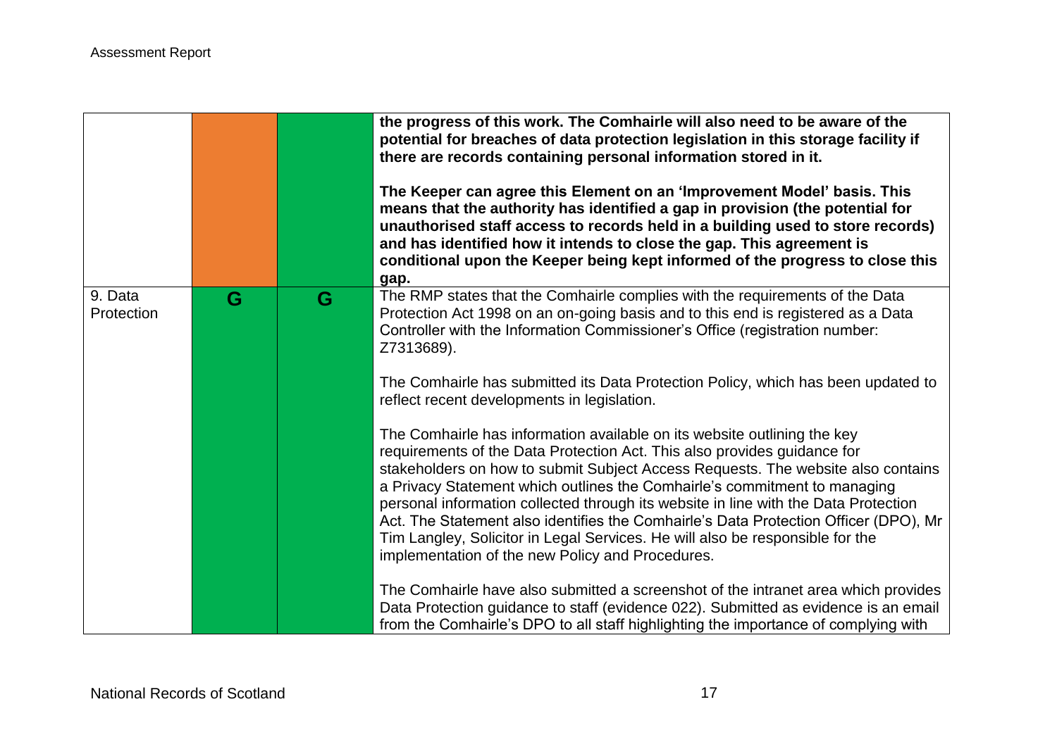| | | | |
|---|---|---|---|
| | | | **the progress of this work. The Comhairle will also need to be aware of the potential for breaches of data protection legislation in this storage facility if there are records containing personal information stored in it.**<br><br>**The Keeper can agree this Element on an 'Improvement Model' basis. This means that the authority has identified a gap in provision (the potential for unauthorised staff access to records held in a building used to store records) and has identified how it intends to close the gap. This agreement is conditional upon the Keeper being kept informed of the progress to close this gap.** |
| 9. Data Protection | G | G | The RMP states that the Comhairle complies with the requirements of the Data Protection Act 1998 on an on-going basis and to this end is registered as a Data Controller with the Information Commissioner's Office (registration number: Z7313689).<br><br>The Comhairle has submitted its Data Protection Policy, which has been updated to reflect recent developments in legislation.<br><br>The Comhairle has information available on its website outlining the key requirements of the Data Protection Act. This also provides guidance for stakeholders on how to submit Subject Access Requests. The website also contains a Privacy Statement which outlines the Comhairle's commitment to managing personal information collected through its website in line with the Data Protection Act. The Statement also identifies the Comhairle's Data Protection Officer (DPO), Mr Tim Langley, Solicitor in Legal Services. He will also be responsible for the implementation of the new Policy and Procedures.<br><br>The Comhairle have also submitted a screenshot of the intranet area which provides Data Protection guidance to staff (evidence 022). Submitted as evidence is an email from the Comhairle's DPO to all staff highlighting the importance of complying with |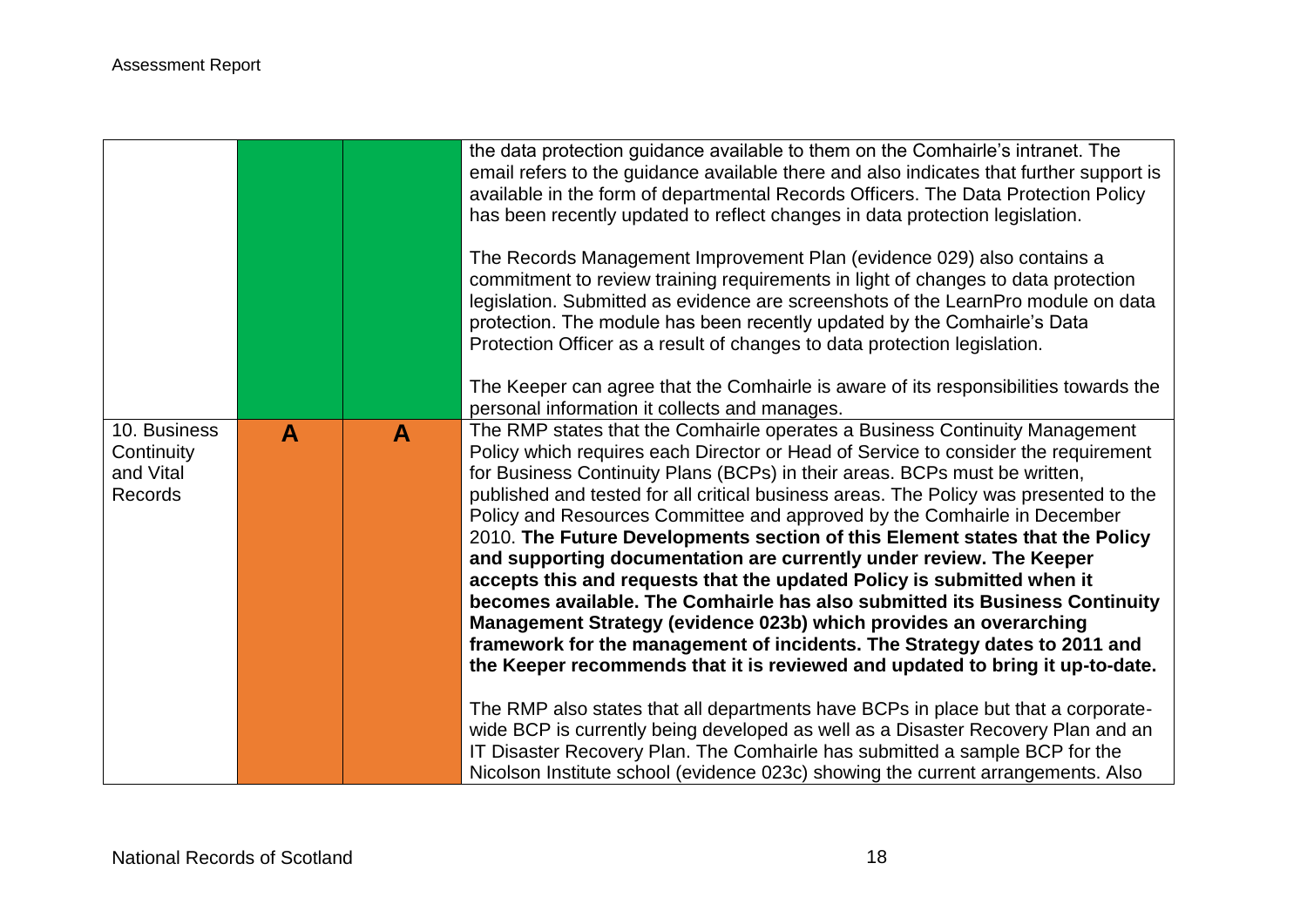| | | | |
|---|---|---|---|
| | | | the data protection guidance available to them on the Comhairle's intranet. The email refers to the guidance available there and also indicates that further support is available in the form of departmental Records Officers. The Data Protection Policy has been recently updated to reflect changes in data protection legislation.<br><br>The Records Management Improvement Plan (evidence 029) also contains a commitment to review training requirements in light of changes to data protection legislation. Submitted as evidence are screenshots of the LearnPro module on data protection. The module has been recently updated by the Comhairle's Data Protection Officer as a result of changes to data protection legislation.<br><br>The Keeper can agree that the Comhairle is aware of its responsibilities towards the personal information it collects and manages. |
| 10. Business Continuity and Vital Records | **A** | **A** | The RMP states that the Comhairle operates a Business Continuity Management Policy which requires each Director or Head of Service to consider the requirement for Business Continuity Plans (BCPs) in their areas. BCPs must be written, published and tested for all critical business areas. The Policy was presented to the Policy and Resources Committee and approved by the Comhairle in December 2010. **The Future Developments section of this Element states that the Policy and supporting documentation are currently under review. The Keeper accepts this and requests that the updated Policy is submitted when it becomes available. The Comhairle has also submitted its Business Continuity Management Strategy (evidence 023b) which provides an overarching framework for the management of incidents. The Strategy dates to 2011 and the Keeper recommends that it is reviewed and updated to bring it up-to-date.**<br><br>The RMP also states that all departments have BCPs in place but that a corporate-wide BCP is currently being developed as well as a Disaster Recovery Plan and an IT Disaster Recovery Plan. The Comhairle has submitted a sample BCP for the Nicolson Institute school (evidence 023c) showing the current arrangements. Also |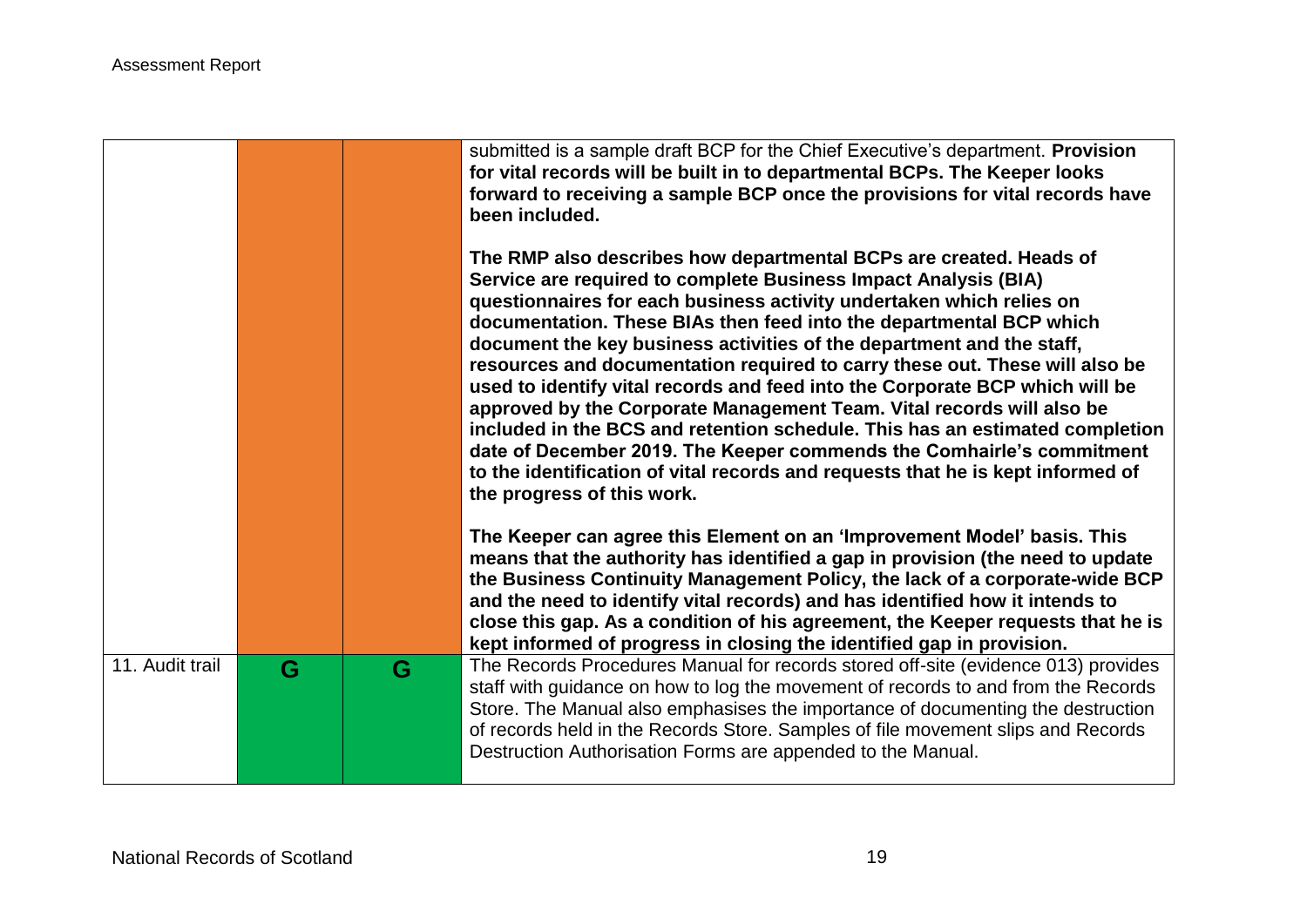| | | | |
|---|---|---|---|
| | | | submitted is a sample draft BCP for the Chief Executive's department. **Provision for vital records will be built in to departmental BCPs. The Keeper looks forward to receiving a sample BCP once the provisions for vital records have been included.**<br><br>**The RMP also describes how departmental BCPs are created. Heads of Service are required to complete Business Impact Analysis (BIA) questionnaires for each business activity undertaken which relies on documentation. These BIAs then feed into the departmental BCP which document the key business activities of the department and the staff, resources and documentation required to carry these out. These will also be used to identify vital records and feed into the Corporate BCP which will be approved by the Corporate Management Team. Vital records will also be included in the BCS and retention schedule. This has an estimated completion date of December 2019. The Keeper commends the Comhairle's commitment to the identification of vital records and requests that he is kept informed of the progress of this work.**<br><br>**The Keeper can agree this Element on an 'Improvement Model' basis. This means that the authority has identified a gap in provision (the need to update the Business Continuity Management Policy, the lack of a corporate-wide BCP and the need to identify vital records) and has identified how it intends to close this gap. As a condition of his agreement, the Keeper requests that he is kept informed of progress in closing the identified gap in provision.** |
| 11. Audit trail | G | G | The Records Procedures Manual for records stored off-site (evidence 013) provides staff with guidance on how to log the movement of records to and from the Records Store. The Manual also emphasises the importance of documenting the destruction of records held in the Records Store. Samples of file movement slips and Records Destruction Authorisation Forms are appended to the Manual. |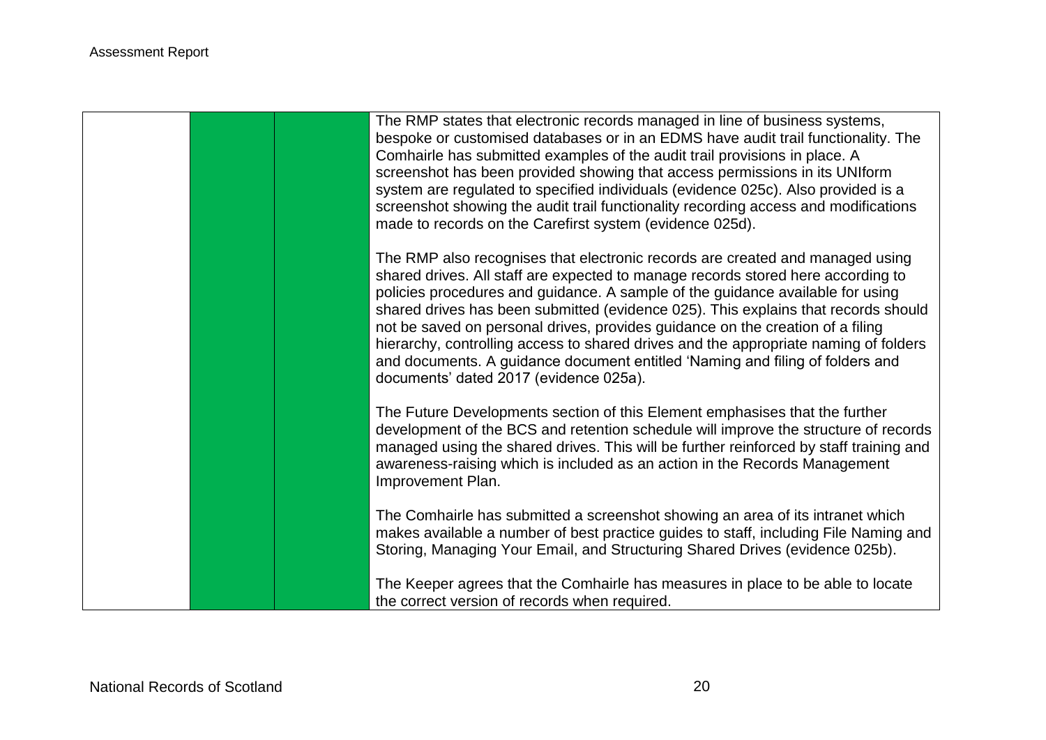| | | | |
|---|---|---|---|
| | | | The RMP states that electronic records managed in line of business systems, bespoke or customised databases or in an EDMS have audit trail functionality. The Comhairle has submitted examples of the audit trail provisions in place. A screenshot has been provided showing that access permissions in its UNIform system are regulated to specified individuals (evidence 025c). Also provided is a screenshot showing the audit trail functionality recording access and modifications made to records on the Carefirst system (evidence 025d).<br><br>The RMP also recognises that electronic records are created and managed using shared drives. All staff are expected to manage records stored here according to policies procedures and guidance. A sample of the guidance available for using shared drives has been submitted (evidence 025). This explains that records should not be saved on personal drives, provides guidance on the creation of a filing hierarchy, controlling access to shared drives and the appropriate naming of folders and documents. A guidance document entitled 'Naming and filing of folders and documents' dated 2017 (evidence 025a).<br><br>The Future Developments section of this Element emphasises that the further development of the BCS and retention schedule will improve the structure of records managed using the shared drives. This will be further reinforced by staff training and awareness-raising which is included as an action in the Records Management Improvement Plan.<br><br>The Comhairle has submitted a screenshot showing an area of its intranet which makes available a number of best practice guides to staff, including File Naming and Storing, Managing Your Email, and Structuring Shared Drives (evidence 025b).<br><br>The Keeper agrees that the Comhairle has measures in place to be able to locate the correct version of records when required. |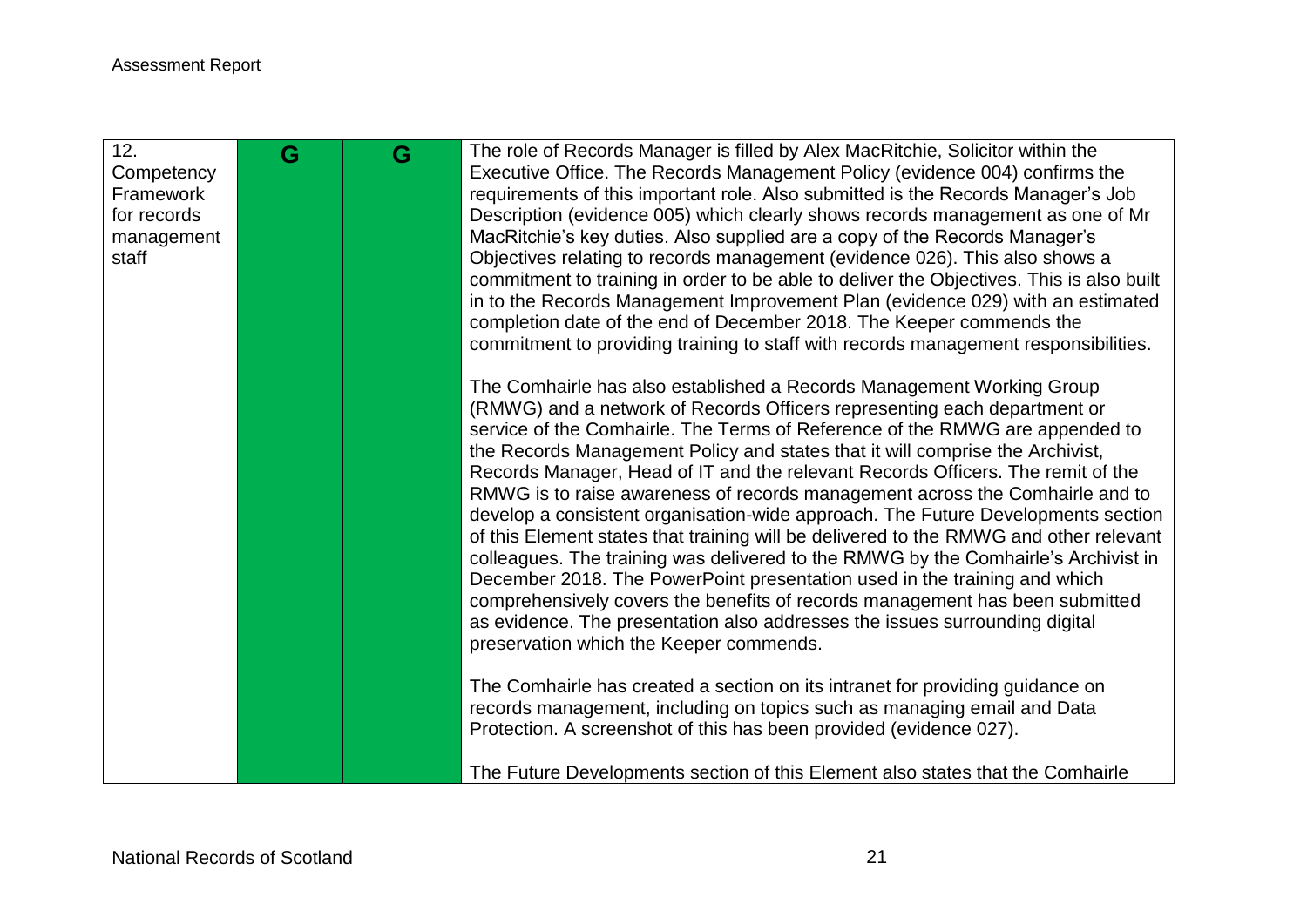| 12. Competency Framework for records management staff | G | G | The role of Records Manager is filled by Alex MacRitchie, Solicitor within the Executive Office. The Records Management Policy (evidence 004) confirms the requirements of this important role. Also submitted is the Records Manager's Job Description (evidence 005) which clearly shows records management as one of Mr MacRitchie's key duties. Also supplied are a copy of the Records Manager's Objectives relating to records management (evidence 026). This also shows a commitment to training in order to be able to deliver the Objectives. This is also built in to the Records Management Improvement Plan (evidence 029) with an estimated completion date of the end of December 2018. The Keeper commends the commitment to providing training to staff with records management responsibilities.<br><br>The Comhairle has also established a Records Management Working Group (RMWG) and a network of Records Officers representing each department or service of the Comhairle. The Terms of Reference of the RMWG are appended to the Records Management Policy and states that it will comprise the Archivist, Records Manager, Head of IT and the relevant Records Officers. The remit of the RMWG is to raise awareness of records management across the Comhairle and to develop a consistent organisation-wide approach. The Future Developments section of this Element states that training will be delivered to the RMWG and other relevant colleagues. The training was delivered to the RMWG by the Comhairle's Archivist in December 2018. The PowerPoint presentation used in the training and which comprehensively covers the benefits of records management has been submitted as evidence. The presentation also addresses the issues surrounding digital preservation which the Keeper commends.<br><br>The Comhairle has created a section on its intranet for providing guidance on records management, including on topics such as managing email and Data Protection. A screenshot of this has been provided (evidence 027).<br><br>The Future Developments section of this Element also states that the Comhairle |
|---|---|---|---|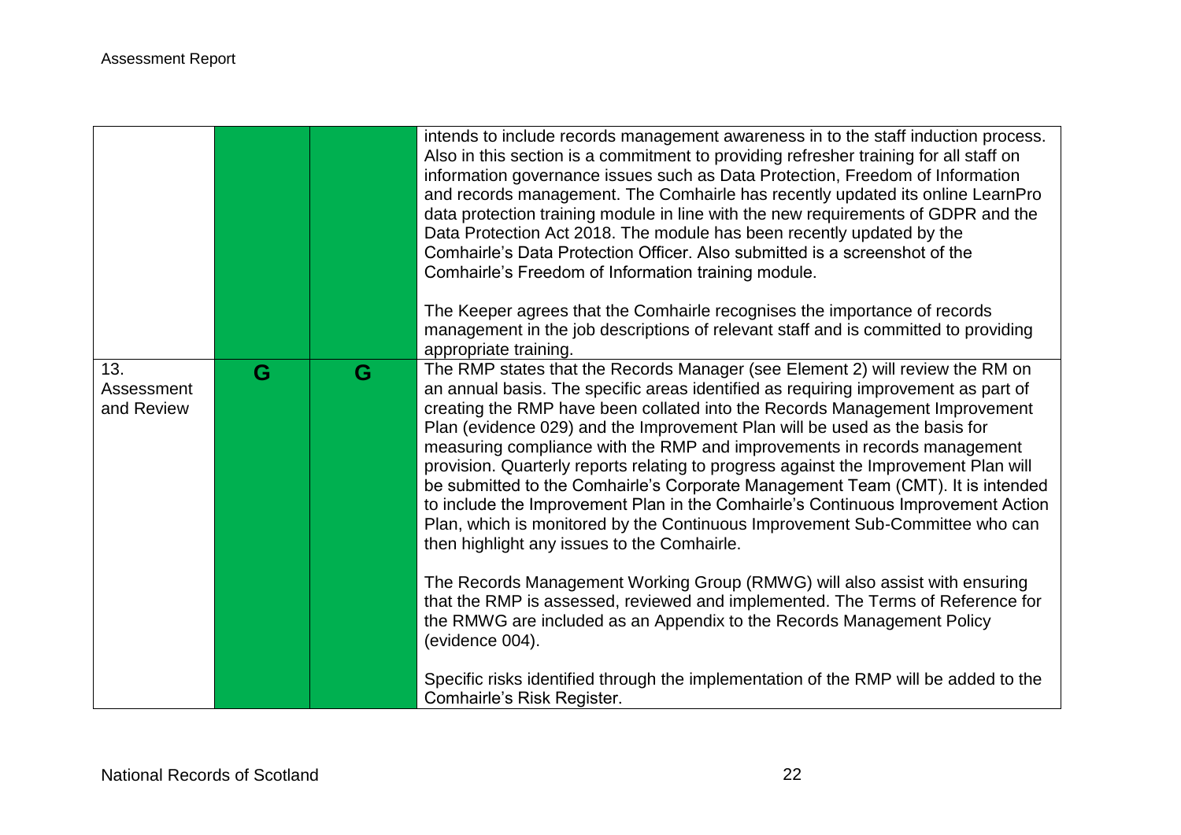| | | | |
|---|---|---|---|
| | | | intends to include records management awareness in to the staff induction process. Also in this section is a commitment to providing refresher training for all staff on information governance issues such as Data Protection, Freedom of Information and records management. The Comhairle has recently updated its online LearnPro data protection training module in line with the new requirements of GDPR and the Data Protection Act 2018. The module has been recently updated by the Comhairle's Data Protection Officer. Also submitted is a screenshot of the Comhairle's Freedom of Information training module.<br><br>The Keeper agrees that the Comhairle recognises the importance of records management in the job descriptions of relevant staff and is committed to providing appropriate training. |
| 13. Assessment and Review | G | G | The RMP states that the Records Manager (see Element 2) will review the RM on an annual basis. The specific areas identified as requiring improvement as part of creating the RMP have been collated into the Records Management Improvement Plan (evidence 029) and the Improvement Plan will be used as the basis for measuring compliance with the RMP and improvements in records management provision. Quarterly reports relating to progress against the Improvement Plan will be submitted to the Comhairle's Corporate Management Team (CMT). It is intended to include the Improvement Plan in the Comhairle's Continuous Improvement Action Plan, which is monitored by the Continuous Improvement Sub-Committee who can then highlight any issues to the Comhairle.<br><br>The Records Management Working Group (RMWG) will also assist with ensuring that the RMP is assessed, reviewed and implemented. The Terms of Reference for the RMWG are included as an Appendix to the Records Management Policy (evidence 004).<br><br>Specific risks identified through the implementation of the RMP will be added to the Comhairle's Risk Register. |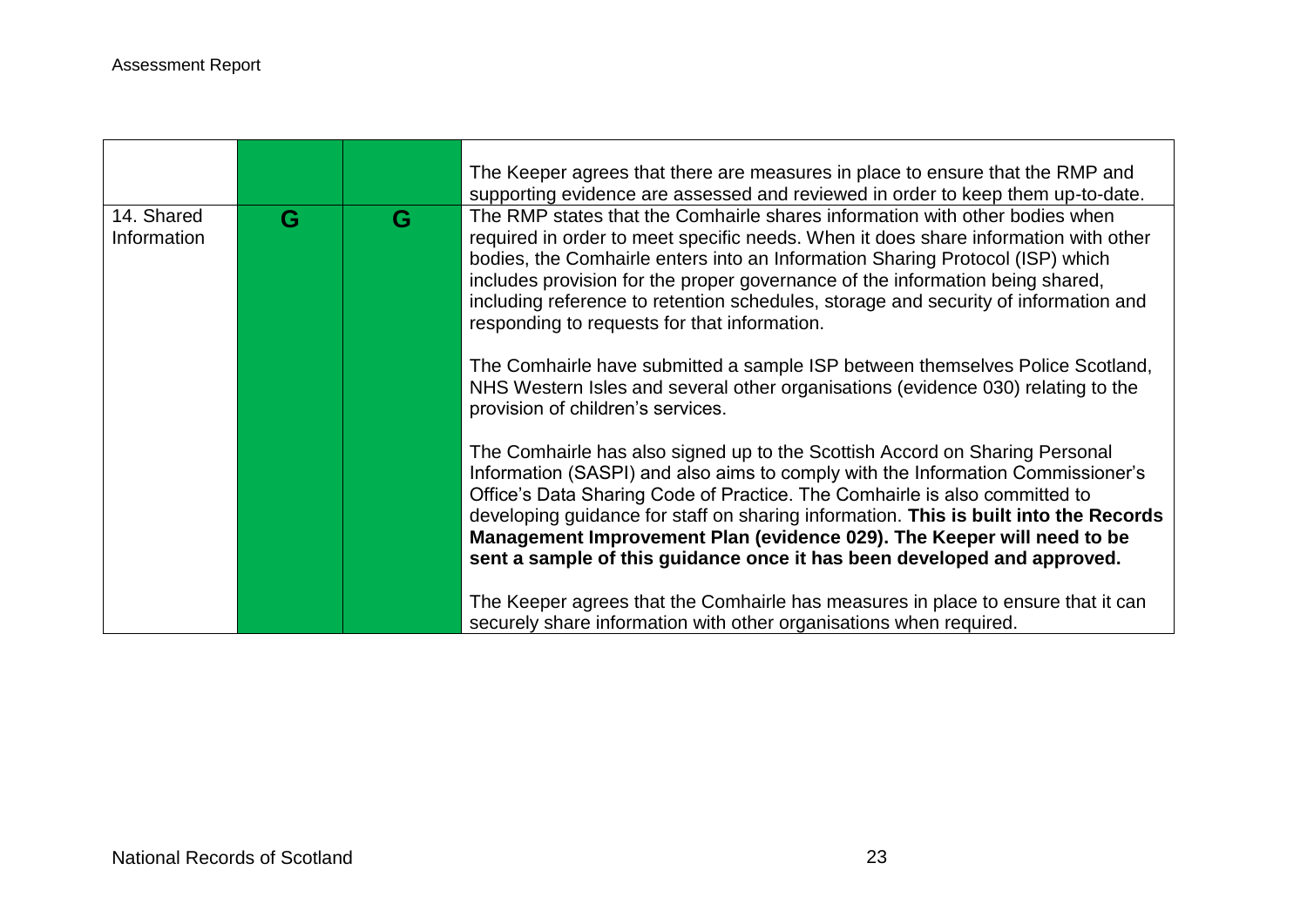| | | | |
|---|---|---|---|
| | | | The Keeper agrees that there are measures in place to ensure that the RMP and supporting evidence are assessed and reviewed in order to keep them up-to-date. |
| 14. Shared Information | G | G | The RMP states that the Comhairle shares information with other bodies when required in order to meet specific needs. When it does share information with other bodies, the Comhairle enters into an Information Sharing Protocol (ISP) which includes provision for the proper governance of the information being shared, including reference to retention schedules, storage and security of information and responding to requests for that information.<br><br>The Comhairle have submitted a sample ISP between themselves Police Scotland, NHS Western Isles and several other organisations (evidence 030) relating to the provision of children's services.<br><br>The Comhairle has also signed up to the Scottish Accord on Sharing Personal Information (SASPI) and also aims to comply with the Information Commissioner's Office's Data Sharing Code of Practice. The Comhairle is also committed to developing guidance for staff on sharing information. **This is built into the Records Management Improvement Plan (evidence 029). The Keeper will need to be sent a sample of this guidance once it has been developed and approved.**<br><br>The Keeper agrees that the Comhairle has measures in place to ensure that it can securely share information with other organisations when required. |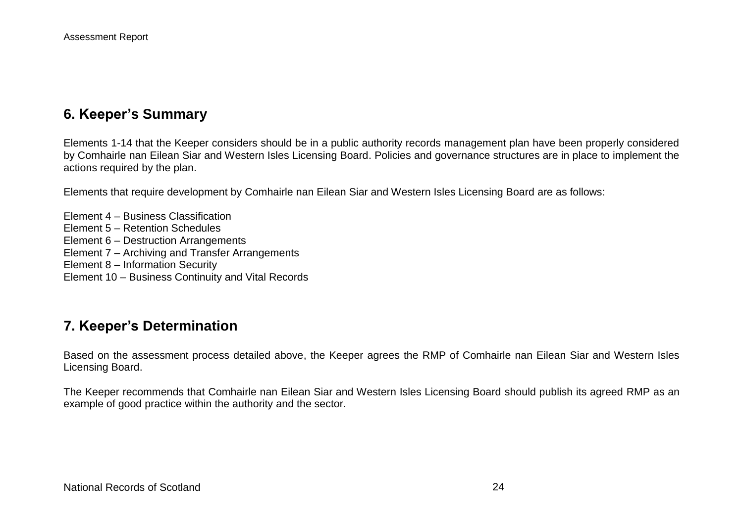## 6. Keeper's Summary

Elements 1-14 that the Keeper considers should be in a public authority records management plan have been properly considered by Comhairle nan Eilean Siar and Western Isles Licensing Board. Policies and governance structures are in place to implement the actions required by the plan.

Elements that require development by Comhairle nan Eilean Siar and Western Isles Licensing Board are as follows:

Element 4 – Business Classification
Element 5 – Retention Schedules
Element 6 – Destruction Arrangements
Element 7 – Archiving and Transfer Arrangements
Element 8 – Information Security
Element 10 – Business Continuity and Vital Records

## 7. Keeper's Determination

Based on the assessment process detailed above, the Keeper agrees the RMP of Comhairle nan Eilean Siar and Western Isles Licensing Board.

The Keeper recommends that Comhairle nan Eilean Siar and Western Isles Licensing Board should publish its agreed RMP as an example of good practice within the authority and the sector.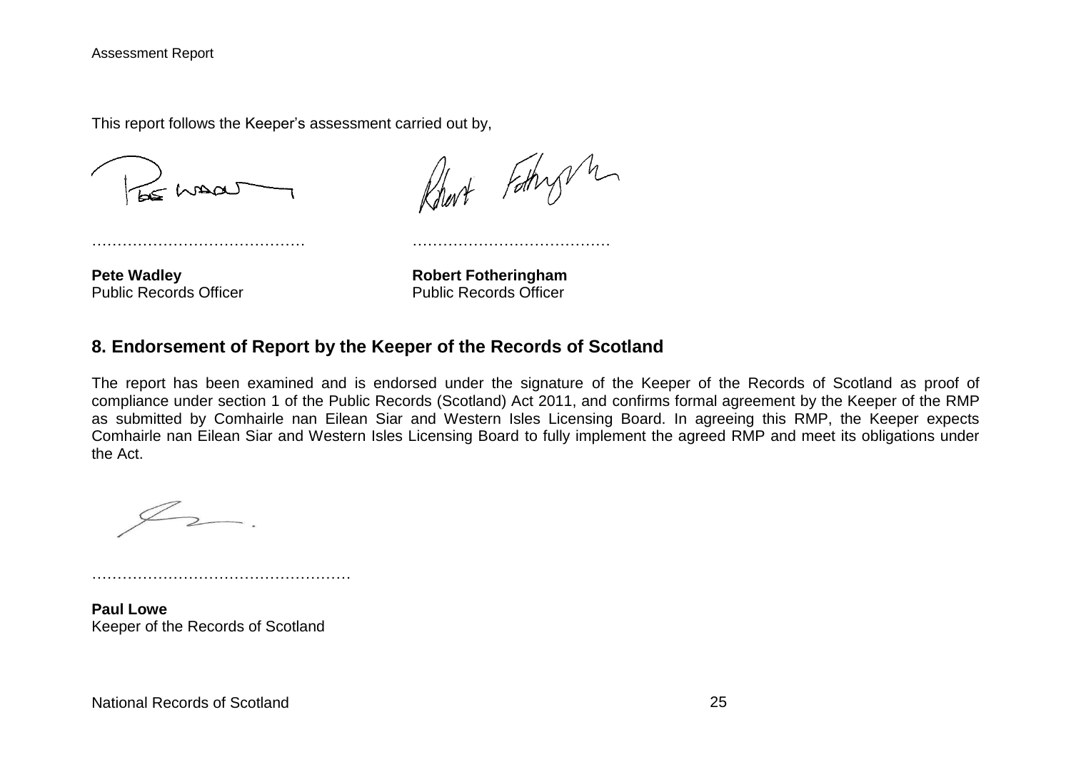This report follows the Keeper's assessment carried out by,

…………………………………… …………………………………

**Pete Wadley** 
Public Records Officer

**Robert Fotheringham** 
Public Records Officer

## 8. Endorsement of Report by the Keeper of the Records of Scotland

The report has been examined and is endorsed under the signature of the Keeper of the Records of Scotland as proof of compliance under section 1 of the Public Records (Scotland) Act 2011, and confirms formal agreement by the Keeper of the RMP as submitted by Comhairle nan Eilean Siar and Western Isles Licensing Board. In agreeing this RMP, the Keeper expects Comhairle nan Eilean Siar and Western Isles Licensing Board to fully implement the agreed RMP and meet its obligations under the Act.

……………………………………………

**Paul Lowe** 
Keeper of the Records of Scotland